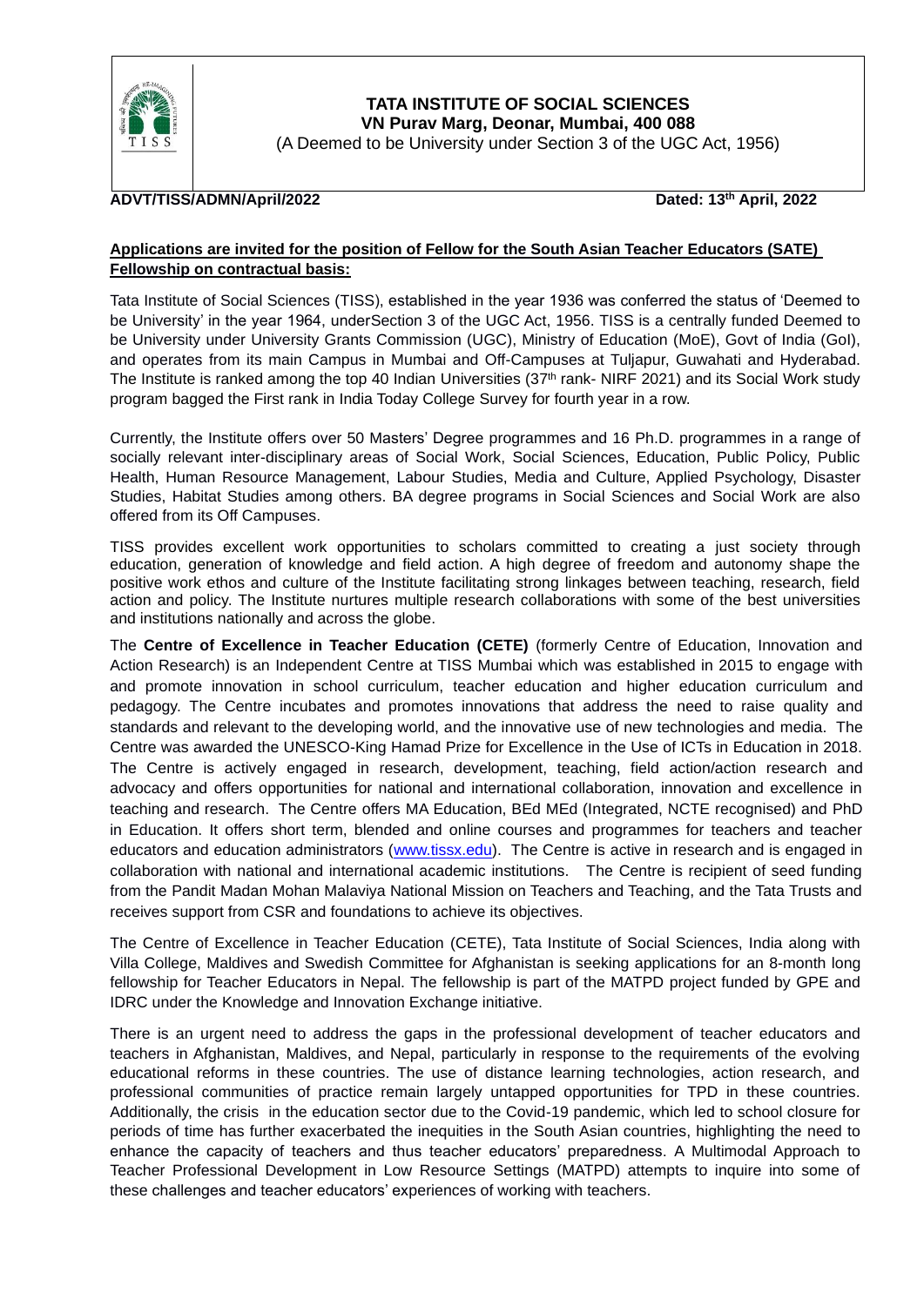**TATA INSTITUTE OF SOCIAL SCIENCES**
**VN Purav Marg, Deonar, Mumbai, 400 088**
(A Deemed to be University under Section 3 of the UGC Act, 1956)

**ADVT/TISS/ADMN/April/2022** **Dated: 13th April, 2022**

**Applications are invited for the position of Fellow for the South Asian Teacher Educators (SATE) Fellowship on contractual basis:**

Tata Institute of Social Sciences (TISS), established in the year 1936 was conferred the status of 'Deemed to be University' in the year 1964, underSection 3 of the UGC Act, 1956. TISS is a centrally funded Deemed to be University under University Grants Commission (UGC), Ministry of Education (MoE), Govt of India (GoI), and operates from its main Campus in Mumbai and Off-Campuses at Tuljapur, Guwahati and Hyderabad. The Institute is ranked among the top 40 Indian Universities (37th rank- NIRF 2021) and its Social Work study program bagged the First rank in India Today College Survey for fourth year in a row.

Currently, the Institute offers over 50 Masters' Degree programmes and 16 Ph.D. programmes in a range of socially relevant inter-disciplinary areas of Social Work, Social Sciences, Education, Public Policy, Public Health, Human Resource Management, Labour Studies, Media and Culture, Applied Psychology, Disaster Studies, Habitat Studies among others. BA degree programs in Social Sciences and Social Work are also offered from its Off Campuses.

TISS provides excellent work opportunities to scholars committed to creating a just society through education, generation of knowledge and field action. A high degree of freedom and autonomy shape the positive work ethos and culture of the Institute facilitating strong linkages between teaching, research, field action and policy. The Institute nurtures multiple research collaborations with some of the best universities and institutions nationally and across the globe.

The **Centre of Excellence in Teacher Education (CETE)** (formerly Centre of Education, Innovation and Action Research) is an Independent Centre at TISS Mumbai which was established in 2015 to engage with and promote innovation in school curriculum, teacher education and higher education curriculum and pedagogy. The Centre incubates and promotes innovations that address the need to raise quality and standards and relevant to the developing world, and the innovative use of new technologies and media. The Centre was awarded the UNESCO-King Hamad Prize for Excellence in the Use of ICTs in Education in 2018. The Centre is actively engaged in research, development, teaching, field action/action research and advocacy and offers opportunities for national and international collaboration, innovation and excellence in teaching and research. The Centre offers MA Education, BEd MEd (Integrated, NCTE recognised) and PhD in Education. It offers short term, blended and online courses and programmes for teachers and teacher educators and education administrators (www.tissx.edu). The Centre is active in research and is engaged in collaboration with national and international academic institutions. The Centre is recipient of seed funding from the Pandit Madan Mohan Malaviya National Mission on Teachers and Teaching, and the Tata Trusts and receives support from CSR and foundations to achieve its objectives.

The Centre of Excellence in Teacher Education (CETE), Tata Institute of Social Sciences, India along with Villa College, Maldives and Swedish Committee for Afghanistan is seeking applications for an 8-month long fellowship for Teacher Educators in Nepal. The fellowship is part of the MATPD project funded by GPE and IDRC under the Knowledge and Innovation Exchange initiative.

There is an urgent need to address the gaps in the professional development of teacher educators and teachers in Afghanistan, Maldives, and Nepal, particularly in response to the requirements of the evolving educational reforms in these countries. The use of distance learning technologies, action research, and professional communities of practice remain largely untapped opportunities for TPD in these countries. Additionally, the crisis in the education sector due to the Covid-19 pandemic, which led to school closure for periods of time has further exacerbated the inequities in the South Asian countries, highlighting the need to enhance the capacity of teachers and thus teacher educators' preparedness. A Multimodal Approach to Teacher Professional Development in Low Resource Settings (MATPD) attempts to inquire into some of these challenges and teacher educators' experiences of working with teachers.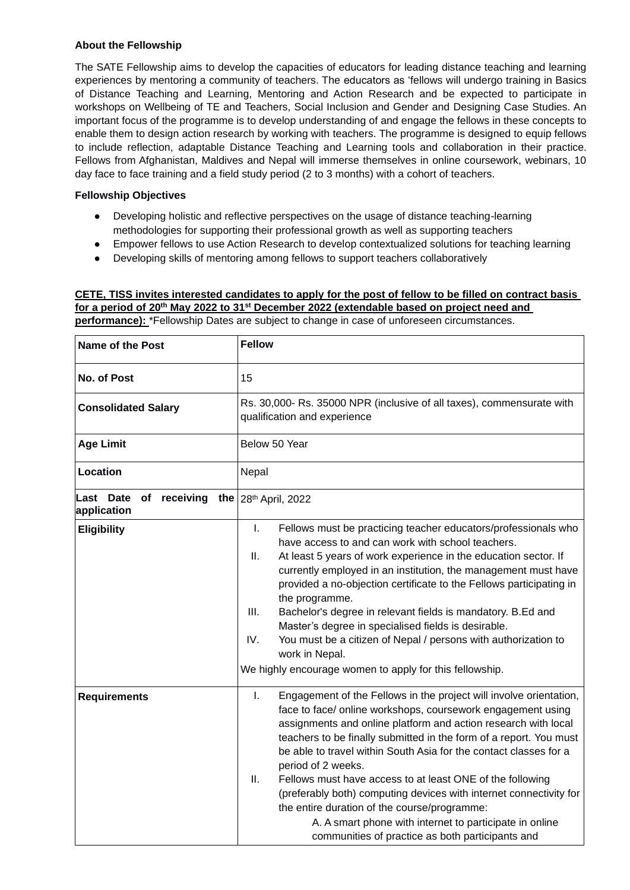**About the Fellowship**

The SATE Fellowship aims to develop the capacities of educators for leading distance teaching and learning experiences by mentoring a community of teachers. The educators as 'fellows will undergo training in Basics of Distance Teaching and Learning, Mentoring and Action Research and be expected to participate in workshops on Wellbeing of TE and Teachers, Social Inclusion and Gender and Designing Case Studies. An important focus of the programme is to develop understanding of and engage the fellows in these concepts to enable them to design action research by working with teachers. The programme is designed to equip fellows to include reflection, adaptable Distance Teaching and Learning tools and collaboration in their practice. Fellows from Afghanistan, Maldives and Nepal will immerse themselves in online coursework, webinars, 10 day face to face training and a field study period (2 to 3 months) with a cohort of teachers.

**Fellowship Objectives**

- Developing holistic and reflective perspectives on the usage of distance teaching-learning methodologies for supporting their professional growth as well as supporting teachers
- Empower fellows to use Action Research to develop contextualized solutions for teaching learning
- Developing skills of mentoring among fellows to support teachers collaboratively

**CETE, TISS invites interested candidates to apply for the post of fellow to be filled on contract basis for a period of 20th May 2022 to 31st December 2022 (extendable based on project need and performance):** *Fellowship Dates are subject to change in case of unforeseen circumstances.

| **Name of the Post** | **Fellow** |
|---|---|
| **No. of Post** | 15 |
| **Consolidated Salary** | Rs. 30,000- Rs. 35000 NPR (inclusive of all taxes), commensurate with qualification and experience |
| **Age Limit** | Below 50 Year |
| **Location** | Nepal |
| **Last Date of receiving the application** | 28th April, 2022 |
| **Eligibility** | I. Fellows must be practicing teacher educators/professionals who have access to and can work with school teachers.<br>II. At least 5 years of work experience in the education sector. If currently employed in an institution, the management must have provided a no-objection certificate to the Fellows participating in the programme.<br>III. Bachelor's degree in relevant fields is mandatory. B.Ed and Master's degree in specialised fields is desirable.<br>IV. You must be a citizen of Nepal / persons with authorization to work in Nepal.<br>We highly encourage women to apply for this fellowship. |
| **Requirements** | I. Engagement of the Fellows in the project will involve orientation, face to face/ online workshops, coursework engagement using assignments and online platform and action research with local teachers to be finally submitted in the form of a report. You must be able to travel within South Asia for the contact classes for a period of 2 weeks.<br>II. Fellows must have access to at least ONE of the following (preferably both) computing devices with internet connectivity for the entire duration of the course/programme:<br>A. A smart phone with internet to participate in online communities of practice as both participants and |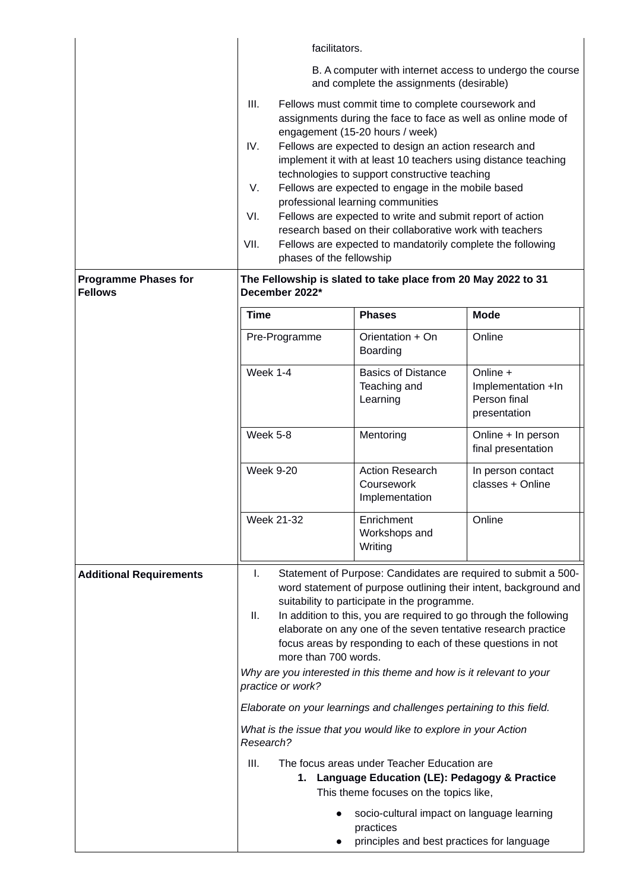| | |
|---|---|
| | facilitators.<br><br>B. A computer with internet access to undergo the course and complete the assignments (desirable)<br><br>III. Fellows must commit time to complete coursework and assignments during the face to face as well as online mode of engagement (15-20 hours / week)<br>IV. Fellows are expected to design an action research and implement it with at least 10 teachers using distance teaching technologies to support constructive teaching<br>V. Fellows are expected to engage in the mobile based professional learning communities<br>VI. Fellows are expected to write and submit report of action research based on their collaborative work with teachers<br>VII. Fellows are expected to mandatorily complete the following phases of the fellowship |
| **Programme Phases for Fellows** | **The Fellowship is slated to take place from 20 May 2022 to 31 December 2022*** |

| **Time** | **Phases** | **Mode** |
|---|---|---|
| Pre-Programme | Orientation + On Boarding | Online |
| Week 1-4 | Basics of Distance Teaching and Learning | Online + Implementation +In Person final presentation |
| Week 5-8 | Mentoring | Online + In person final presentation |
| Week 9-20 | Action Research Coursework Implementation | In person contact classes + Online |
| Week 21-32 | Enrichment Workshops and Writing | Online |

**Additional Requirements**

I. Statement of Purpose: Candidates are required to submit a 500-word statement of purpose outlining their intent, background and suitability to participate in the programme.

II. In addition to this, you are required to go through the following elaborate on any one of the seven tentative research practice focus areas by responding to each of these questions in not more than 700 words.

*Why are you interested in this theme and how is it relevant to your practice or work?*

*Elaborate on your learnings and challenges pertaining to this field.*

*What is the issue that you would like to explore in your Action Research?*

III. The focus areas under Teacher Education are

1. **Language Education (LE): Pedagogy & Practice**
   This theme focuses on the topics like,
   - socio-cultural impact on language learning practices
   - principles and best practices for language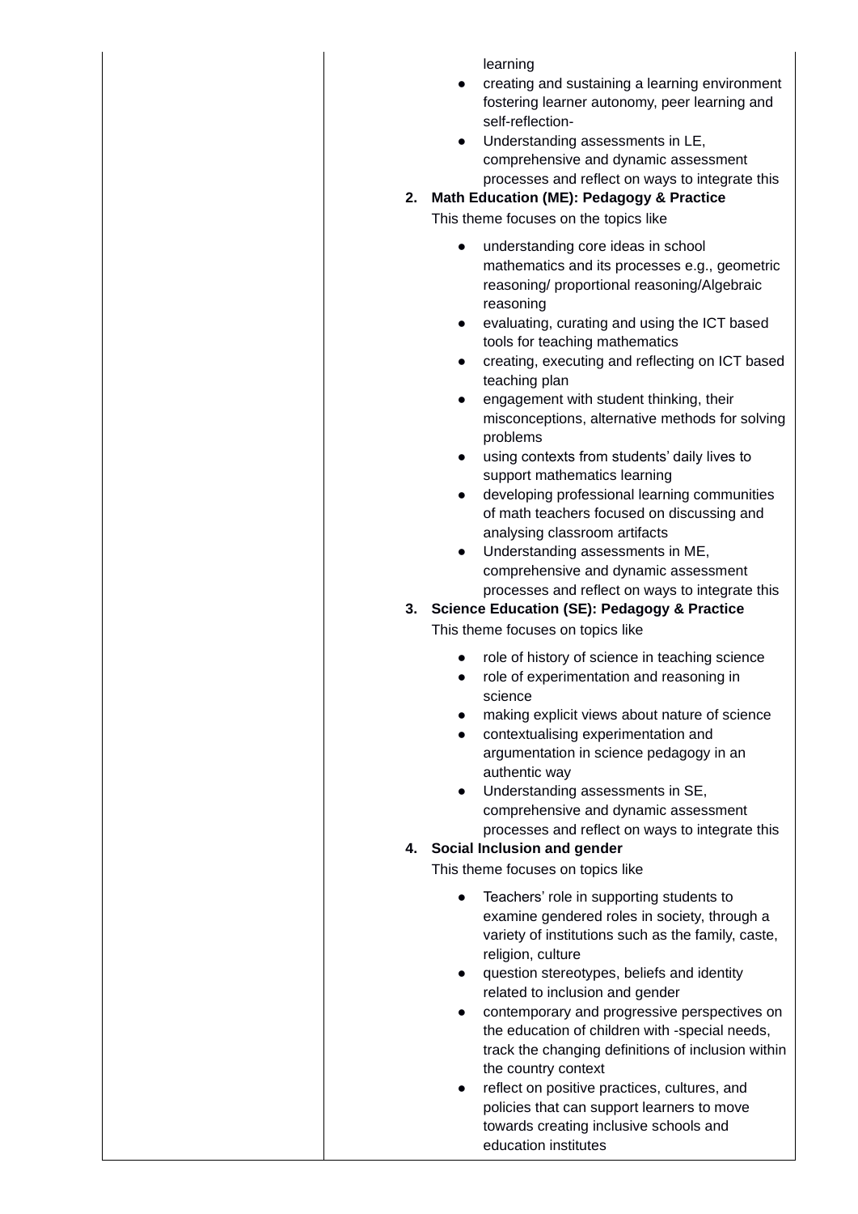| | |
|---|---|
| | learning<br>● creating and sustaining a learning environment fostering learner autonomy, peer learning and self-reflection-<br>● Understanding assessments in LE, comprehensive and dynamic assessment processes and reflect on ways to integrate this<br>**2. Math Education (ME): Pedagogy & Practice**<br>This theme focuses on the topics like<br>● understanding core ideas in school mathematics and its processes e.g., geometric reasoning/ proportional reasoning/Algebraic reasoning<br>● evaluating, curating and using the ICT based tools for teaching mathematics<br>● creating, executing and reflecting on ICT based teaching plan<br>● engagement with student thinking, their misconceptions, alternative methods for solving problems<br>● using contexts from students' daily lives to support mathematics learning<br>● developing professional learning communities of math teachers focused on discussing and analysing classroom artifacts<br>● Understanding assessments in ME, comprehensive and dynamic assessment processes and reflect on ways to integrate this<br>**3. Science Education (SE): Pedagogy & Practice**<br>This theme focuses on topics like<br>● role of history of science in teaching science<br>● role of experimentation and reasoning in science<br>● making explicit views about nature of science<br>● contextualising experimentation and argumentation in science pedagogy in an authentic way<br>● Understanding assessments in SE, comprehensive and dynamic assessment processes and reflect on ways to integrate this<br>**4. Social Inclusion and gender**<br>This theme focuses on topics like<br>● Teachers' role in supporting students to examine gendered roles in society, through a variety of institutions such as the family, caste, religion, culture<br>● question stereotypes, beliefs and identity related to inclusion and gender<br>● contemporary and progressive perspectives on the education of children with -special needs, track the changing definitions of inclusion within the country context<br>● reflect on positive practices, cultures, and policies that can support learners to move towards creating inclusive schools and education institutes |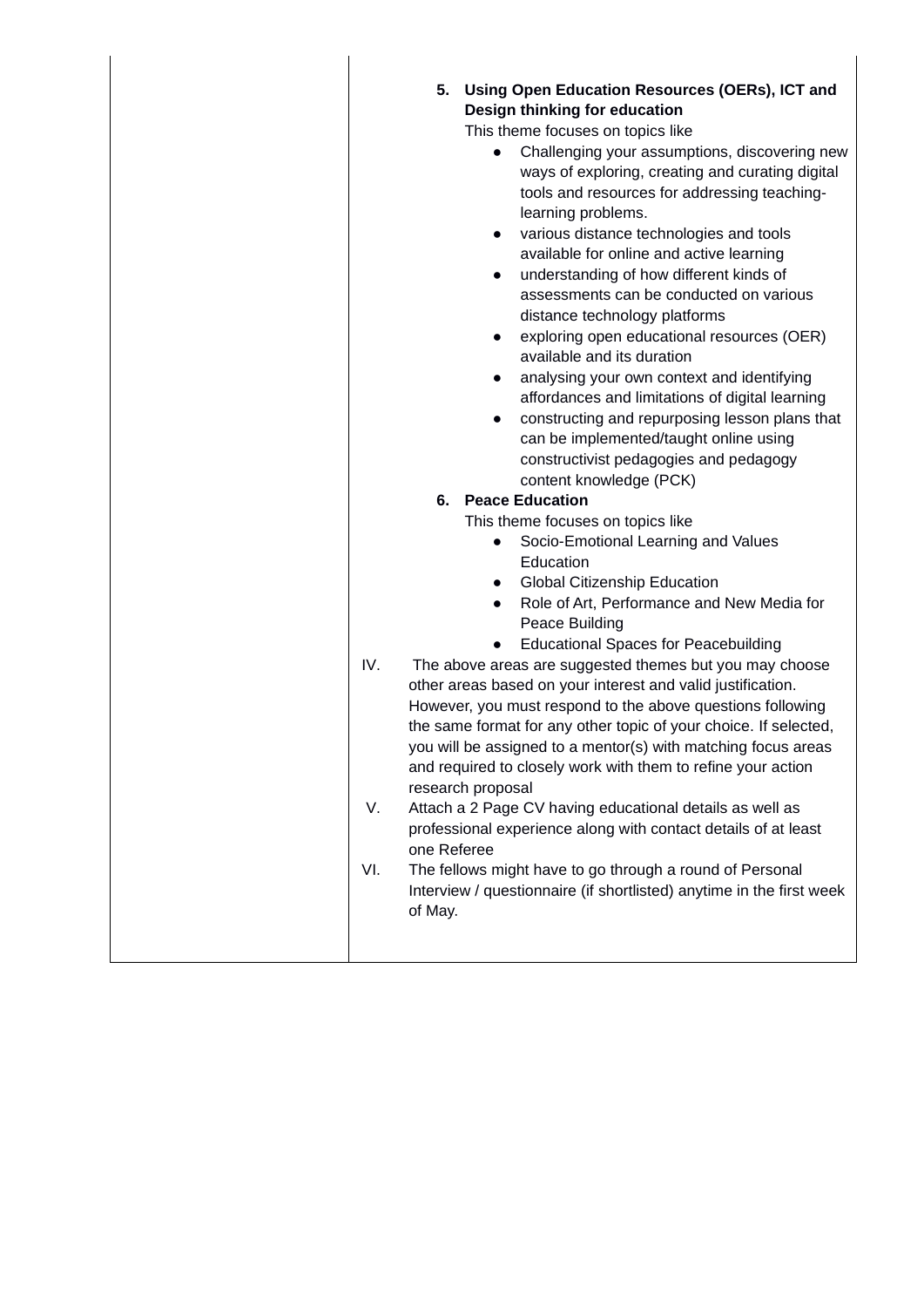5. **Using Open Education Resources (OERs), ICT and Design thinking for education**

   This theme focuses on topics like

   - Challenging your assumptions, discovering new ways of exploring, creating and curating digital tools and resources for addressing teaching-learning problems.
   - various distance technologies and tools available for online and active learning
   - understanding of how different kinds of assessments can be conducted on various distance technology platforms
   - exploring open educational resources (OER) available and its duration
   - analysing your own context and identifying affordances and limitations of digital learning
   - constructing and repurposing lesson plans that can be implemented/taught online using constructivist pedagogies and pedagogy content knowledge (PCK)

6. **Peace Education**

   This theme focuses on topics like

   - Socio-Emotional Learning and Values Education
   - Global Citizenship Education
   - Role of Art, Performance and New Media for Peace Building
   - Educational Spaces for Peacebuilding

IV. The above areas are suggested themes but you may choose other areas based on your interest and valid justification. However, you must respond to the above questions following the same format for any other topic of your choice. If selected, you will be assigned to a mentor(s) with matching focus areas and required to closely work with them to refine your action research proposal

V. Attach a 2 Page CV having educational details as well as professional experience along with contact details of at least one Referee

VI. The fellows might have to go through a round of Personal Interview / questionnaire (if shortlisted) anytime in the first week of May.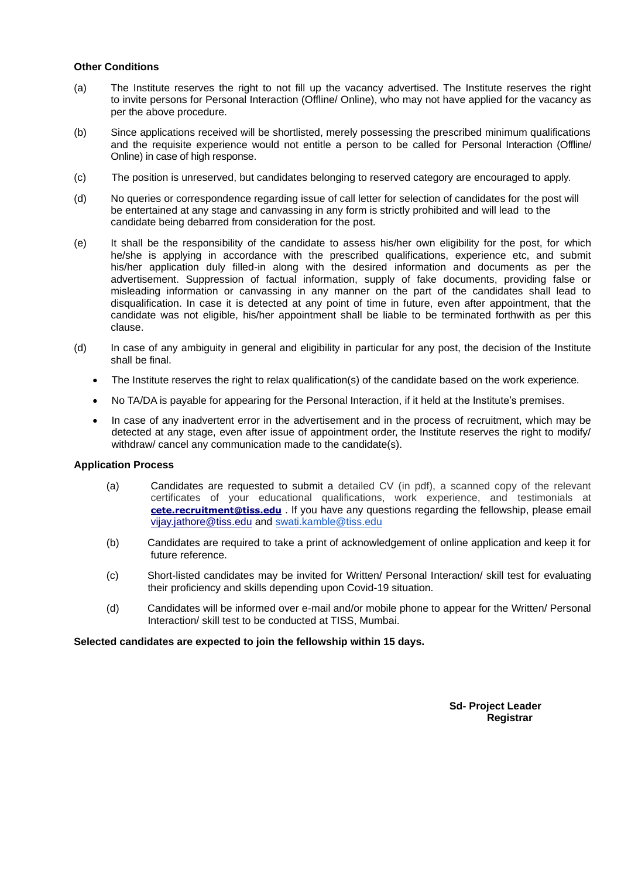**Other Conditions**

(a) The Institute reserves the right to not fill up the vacancy advertised. The Institute reserves the right to invite persons for Personal Interaction (Offline/ Online), who may not have applied for the vacancy as per the above procedure.

(b) Since applications received will be shortlisted, merely possessing the prescribed minimum qualifications and the requisite experience would not entitle a person to be called for Personal Interaction (Offline/ Online) in case of high response.

(c) The position is unreserved, but candidates belonging to reserved category are encouraged to apply.

(d) No queries or correspondence regarding issue of call letter for selection of candidates for the post will be entertained at any stage and canvassing in any form is strictly prohibited and will lead to the candidate being debarred from consideration for the post.

(e) It shall be the responsibility of the candidate to assess his/her own eligibility for the post, for which he/she is applying in accordance with the prescribed qualifications, experience etc, and submit his/her application duly filled-in along with the desired information and documents as per the advertisement. Suppression of factual information, supply of fake documents, providing false or misleading information or canvassing in any manner on the part of the candidates shall lead to disqualification. In case it is detected at any point of time in future, even after appointment, that the candidate was not eligible, his/her appointment shall be liable to be terminated forthwith as per this clause.

(d) In case of any ambiguity in general and eligibility in particular for any post, the decision of the Institute shall be final.

- The Institute reserves the right to relax qualification(s) of the candidate based on the work experience.
- No TA/DA is payable for appearing for the Personal Interaction, if it held at the Institute's premises.
- In case of any inadvertent error in the advertisement and in the process of recruitment, which may be detected at any stage, even after issue of appointment order, the Institute reserves the right to modify/ withdraw/ cancel any communication made to the candidate(s).

**Application Process**

(a) Candidates are requested to submit a detailed CV (in pdf), a scanned copy of the relevant certificates of your educational qualifications, work experience, and testimonials at **cete.recruitment@tiss.edu** . If you have any questions regarding the fellowship, please email vijay.jathore@tiss.edu and swati.kamble@tiss.edu

(b) Candidates are required to take a print of acknowledgement of online application and keep it for future reference.

(c) Short-listed candidates may be invited for Written/ Personal Interaction/ skill test for evaluating their proficiency and skills depending upon Covid-19 situation.

(d) Candidates will be informed over e-mail and/or mobile phone to appear for the Written/ Personal Interaction/ skill test to be conducted at TISS, Mumbai.

**Selected candidates are expected to join the fellowship within 15 days.**

**Sd- Project Leader**
**Registrar**